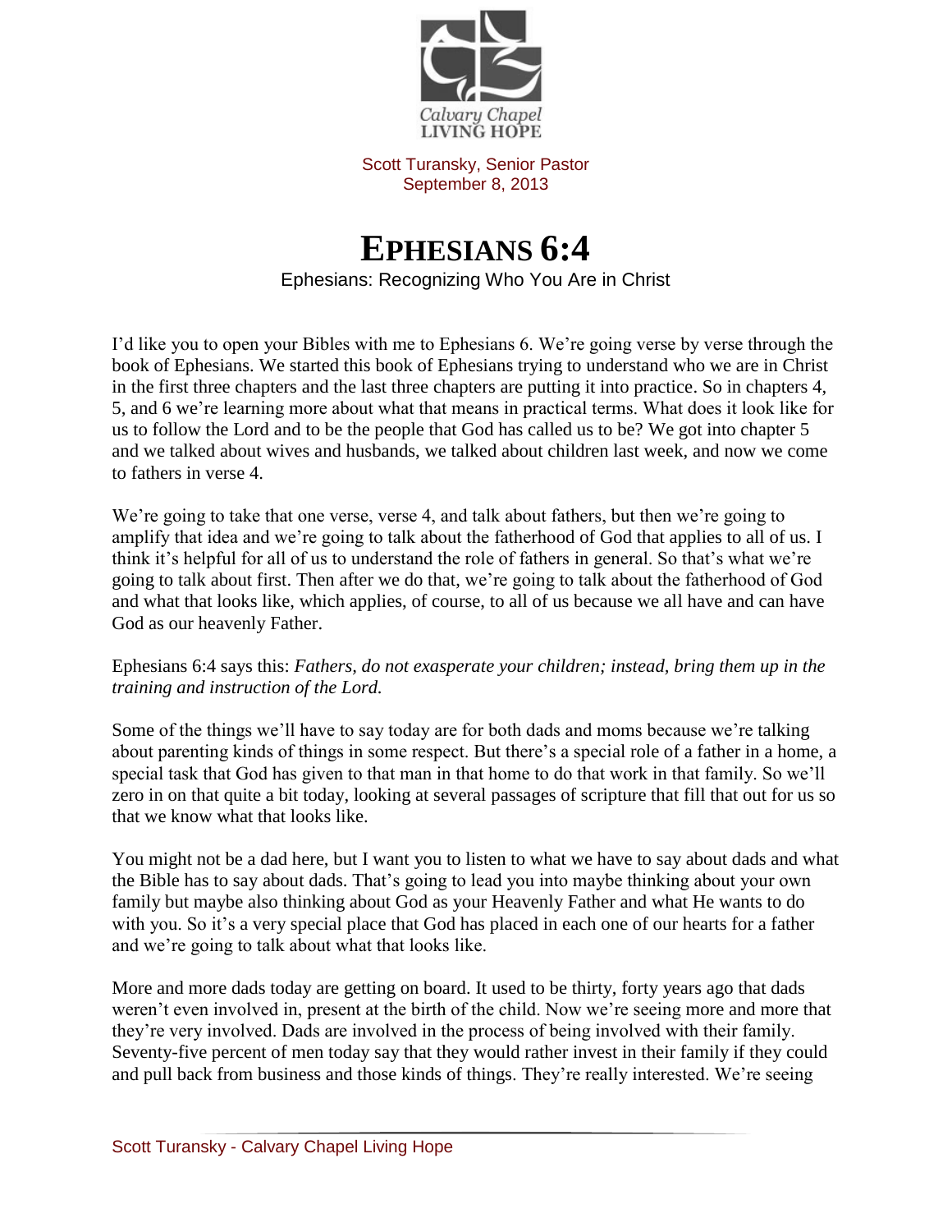Calvary Chapel
LIVING HOPE

Scott Turansky, Senior Pastor
September 8, 2013

# EPHESIANS 6:4

Ephesians: Recognizing Who You Are in Christ

I'd like you to open your Bibles with me to Ephesians 6. We're going verse by verse through the book of Ephesians. We started this book of Ephesians trying to understand who we are in Christ in the first three chapters and the last three chapters are putting it into practice. So in chapters 4, 5, and 6 we're learning more about what that means in practical terms. What does it look like for us to follow the Lord and to be the people that God has called us to be? We got into chapter 5 and we talked about wives and husbands, we talked about children last week, and now we come to fathers in verse 4.

We're going to take that one verse, verse 4, and talk about fathers, but then we're going to amplify that idea and we're going to talk about the fatherhood of God that applies to all of us. I think it's helpful for all of us to understand the role of fathers in general. So that's what we're going to talk about first. Then after we do that, we're going to talk about the fatherhood of God and what that looks like, which applies, of course, to all of us because we all have and can have God as our heavenly Father.

Ephesians 6:4 says this: *Fathers, do not exasperate your children; instead, bring them up in the training and instruction of the Lord.*

Some of the things we'll have to say today are for both dads and moms because we're talking about parenting kinds of things in some respect. But there's a special role of a father in a home, a special task that God has given to that man in that home to do that work in that family. So we'll zero in on that quite a bit today, looking at several passages of scripture that fill that out for us so that we know what that looks like.

You might not be a dad here, but I want you to listen to what we have to say about dads and what the Bible has to say about dads. That's going to lead you into maybe thinking about your own family but maybe also thinking about God as your Heavenly Father and what He wants to do with you. So it's a very special place that God has placed in each one of our hearts for a father and we're going to talk about what that looks like.

More and more dads today are getting on board. It used to be thirty, forty years ago that dads weren't even involved in, present at the birth of the child. Now we're seeing more and more that they're very involved. Dads are involved in the process of being involved with their family. Seventy-five percent of men today say that they would rather invest in their family if they could and pull back from business and those kinds of things. They're really interested. We're seeing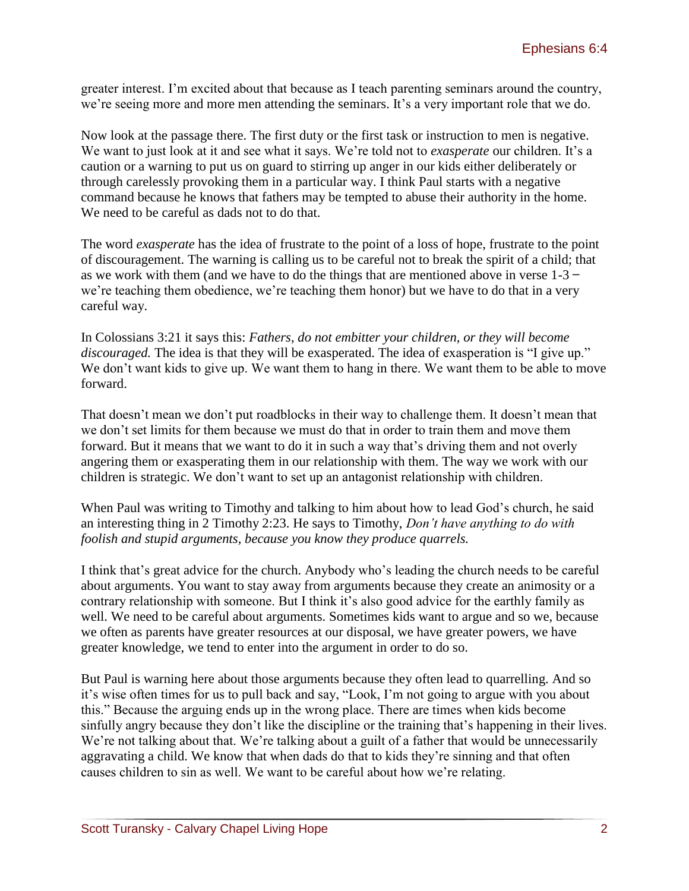greater interest. I'm excited about that because as I teach parenting seminars around the country, we're seeing more and more men attending the seminars. It's a very important role that we do.

Now look at the passage there. The first duty or the first task or instruction to men is negative. We want to just look at it and see what it says. We're told not to *exasperate* our children. It's a caution or a warning to put us on guard to stirring up anger in our kids either deliberately or through carelessly provoking them in a particular way. I think Paul starts with a negative command because he knows that fathers may be tempted to abuse their authority in the home. We need to be careful as dads not to do that.

The word *exasperate* has the idea of frustrate to the point of a loss of hope, frustrate to the point of discouragement. The warning is calling us to be careful not to break the spirit of a child; that as we work with them (and we have to do the things that are mentioned above in verse 1-3 – we're teaching them obedience, we're teaching them honor) but we have to do that in a very careful way.

In Colossians 3:21 it says this: *Fathers, do not embitter your children, or they will become discouraged.* The idea is that they will be exasperated. The idea of exasperation is "I give up." We don't want kids to give up. We want them to hang in there. We want them to be able to move forward.

That doesn't mean we don't put roadblocks in their way to challenge them. It doesn't mean that we don't set limits for them because we must do that in order to train them and move them forward. But it means that we want to do it in such a way that's driving them and not overly angering them or exasperating them in our relationship with them. The way we work with our children is strategic. We don't want to set up an antagonist relationship with children.

When Paul was writing to Timothy and talking to him about how to lead God's church, he said an interesting thing in 2 Timothy 2:23. He says to Timothy, *Don't have anything to do with foolish and stupid arguments, because you know they produce quarrels.*

I think that's great advice for the church. Anybody who's leading the church needs to be careful about arguments. You want to stay away from arguments because they create an animosity or a contrary relationship with someone. But I think it's also good advice for the earthly family as well. We need to be careful about arguments. Sometimes kids want to argue and so we, because we often as parents have greater resources at our disposal, we have greater powers, we have greater knowledge, we tend to enter into the argument in order to do so.

But Paul is warning here about those arguments because they often lead to quarrelling. And so it's wise often times for us to pull back and say, "Look, I'm not going to argue with you about this." Because the arguing ends up in the wrong place. There are times when kids become sinfully angry because they don't like the discipline or the training that's happening in their lives. We're not talking about that. We're talking about a guilt of a father that would be unnecessarily aggravating a child. We know that when dads do that to kids they're sinning and that often causes children to sin as well. We want to be careful about how we're relating.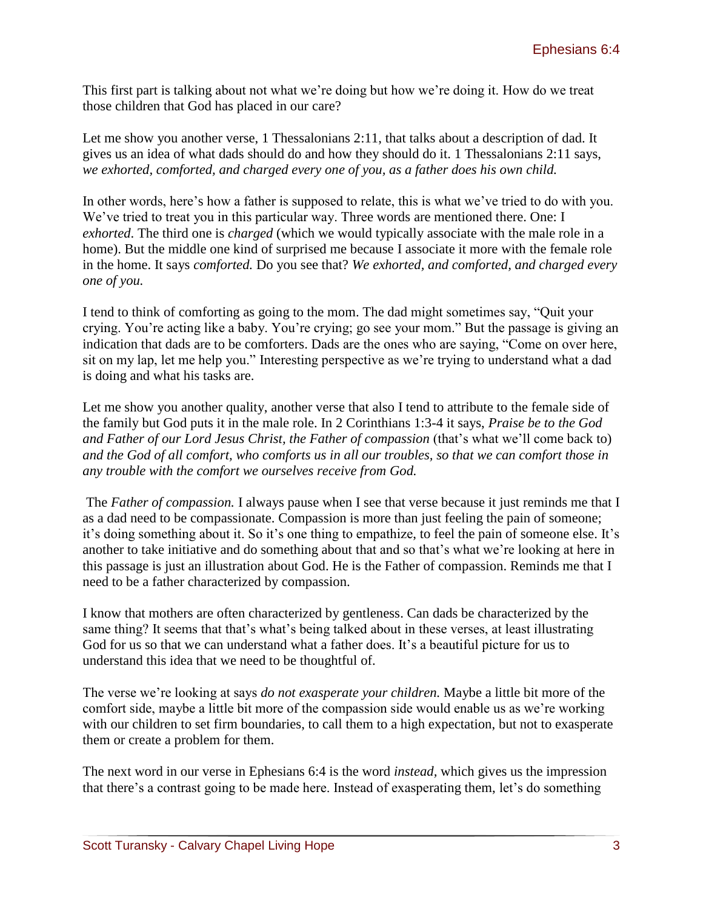This first part is talking about not what we're doing but how we're doing it. How do we treat those children that God has placed in our care?

Let me show you another verse, 1 Thessalonians 2:11, that talks about a description of dad. It gives us an idea of what dads should do and how they should do it. 1 Thessalonians 2:11 says, *we exhorted, comforted, and charged every one of you, as a father does his own child.*

In other words, here's how a father is supposed to relate, this is what we've tried to do with you. We've tried to treat you in this particular way. Three words are mentioned there. One: I *exhorted*. The third one is *charged* (which we would typically associate with the male role in a home). But the middle one kind of surprised me because I associate it more with the female role in the home. It says *comforted.* Do you see that? *We exhorted, and comforted, and charged every one of you.*

I tend to think of comforting as going to the mom. The dad might sometimes say, "Quit your crying. You're acting like a baby. You're crying; go see your mom." But the passage is giving an indication that dads are to be comforters. Dads are the ones who are saying, "Come on over here, sit on my lap, let me help you." Interesting perspective as we're trying to understand what a dad is doing and what his tasks are.

Let me show you another quality, another verse that also I tend to attribute to the female side of the family but God puts it in the male role. In 2 Corinthians 1:3-4 it says, *Praise be to the God and Father of our Lord Jesus Christ, the Father of compassion* (that's what we'll come back to) *and the God of all comfort, who comforts us in all our troubles, so that we can comfort those in any trouble with the comfort we ourselves receive from God.*

The *Father of compassion.* I always pause when I see that verse because it just reminds me that I as a dad need to be compassionate. Compassion is more than just feeling the pain of someone; it's doing something about it. So it's one thing to empathize, to feel the pain of someone else. It's another to take initiative and do something about that and so that's what we're looking at here in this passage is just an illustration about God. He is the Father of compassion. Reminds me that I need to be a father characterized by compassion.

I know that mothers are often characterized by gentleness. Can dads be characterized by the same thing? It seems that that's what's being talked about in these verses, at least illustrating God for us so that we can understand what a father does. It's a beautiful picture for us to understand this idea that we need to be thoughtful of.

The verse we're looking at says *do not exasperate your children.* Maybe a little bit more of the comfort side, maybe a little bit more of the compassion side would enable us as we're working with our children to set firm boundaries, to call them to a high expectation, but not to exasperate them or create a problem for them.

The next word in our verse in Ephesians 6:4 is the word *instead,* which gives us the impression that there's a contrast going to be made here. Instead of exasperating them, let's do something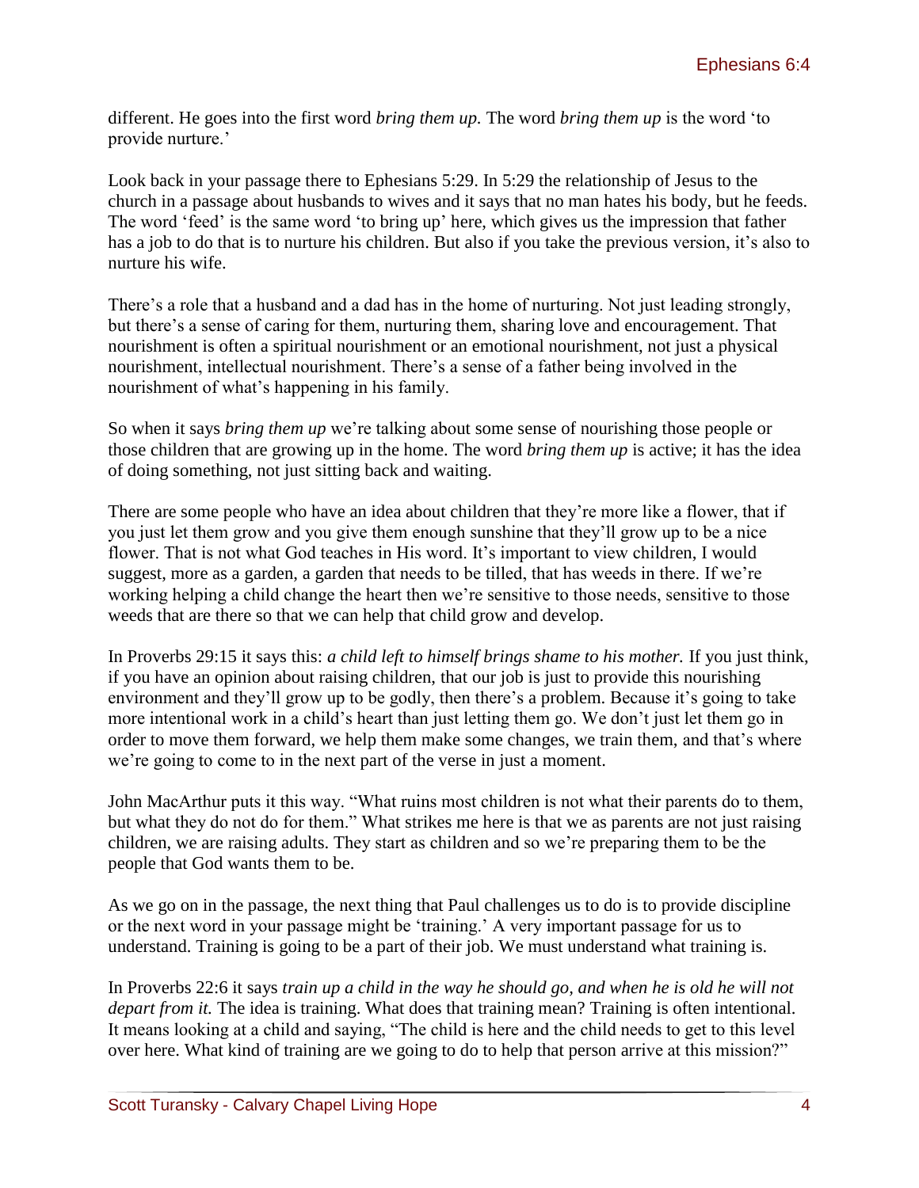different. He goes into the first word *bring them up.* The word *bring them up* is the word 'to provide nurture.'

Look back in your passage there to Ephesians 5:29. In 5:29 the relationship of Jesus to the church in a passage about husbands to wives and it says that no man hates his body, but he feeds. The word 'feed' is the same word 'to bring up' here, which gives us the impression that father has a job to do that is to nurture his children. But also if you take the previous version, it's also to nurture his wife.

There's a role that a husband and a dad has in the home of nurturing. Not just leading strongly, but there's a sense of caring for them, nurturing them, sharing love and encouragement. That nourishment is often a spiritual nourishment or an emotional nourishment, not just a physical nourishment, intellectual nourishment. There's a sense of a father being involved in the nourishment of what's happening in his family.

So when it says *bring them up* we're talking about some sense of nourishing those people or those children that are growing up in the home. The word *bring them up* is active; it has the idea of doing something, not just sitting back and waiting.

There are some people who have an idea about children that they're more like a flower, that if you just let them grow and you give them enough sunshine that they'll grow up to be a nice flower. That is not what God teaches in His word. It's important to view children, I would suggest, more as a garden, a garden that needs to be tilled, that has weeds in there. If we're working helping a child change the heart then we're sensitive to those needs, sensitive to those weeds that are there so that we can help that child grow and develop.

In Proverbs 29:15 it says this: *a child left to himself brings shame to his mother.* If you just think, if you have an opinion about raising children, that our job is just to provide this nourishing environment and they'll grow up to be godly, then there's a problem. Because it's going to take more intentional work in a child's heart than just letting them go. We don't just let them go in order to move them forward, we help them make some changes, we train them, and that's where we're going to come to in the next part of the verse in just a moment.

John MacArthur puts it this way. "What ruins most children is not what their parents do to them, but what they do not do for them." What strikes me here is that we as parents are not just raising children, we are raising adults. They start as children and so we're preparing them to be the people that God wants them to be.

As we go on in the passage, the next thing that Paul challenges us to do is to provide discipline or the next word in your passage might be 'training.' A very important passage for us to understand. Training is going to be a part of their job. We must understand what training is.

In Proverbs 22:6 it says *train up a child in the way he should go, and when he is old he will not depart from it.* The idea is training. What does that training mean? Training is often intentional. It means looking at a child and saying, "The child is here and the child needs to get to this level over here. What kind of training are we going to do to help that person arrive at this mission?"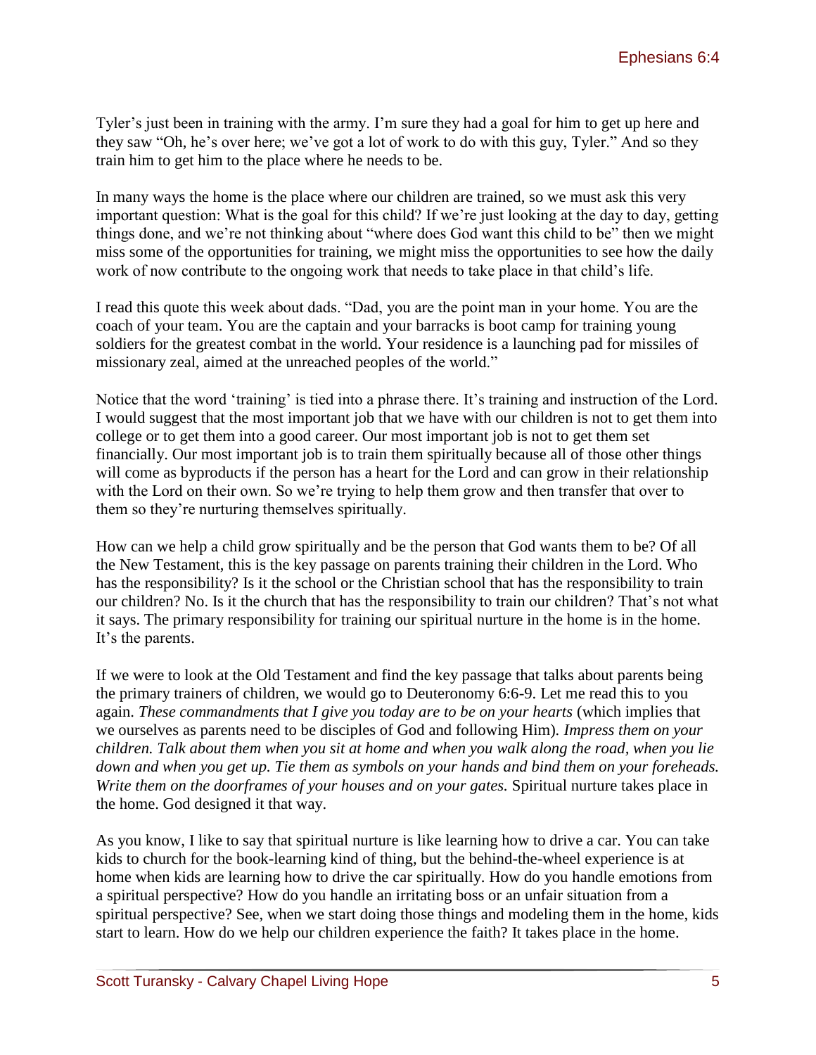Tyler's just been in training with the army. I'm sure they had a goal for him to get up here and they saw "Oh, he's over here; we've got a lot of work to do with this guy, Tyler." And so they train him to get him to the place where he needs to be.

In many ways the home is the place where our children are trained, so we must ask this very important question: What is the goal for this child? If we're just looking at the day to day, getting things done, and we're not thinking about "where does God want this child to be" then we might miss some of the opportunities for training, we might miss the opportunities to see how the daily work of now contribute to the ongoing work that needs to take place in that child's life.

I read this quote this week about dads. "Dad, you are the point man in your home. You are the coach of your team. You are the captain and your barracks is boot camp for training young soldiers for the greatest combat in the world. Your residence is a launching pad for missiles of missionary zeal, aimed at the unreached peoples of the world."

Notice that the word 'training' is tied into a phrase there. It's training and instruction of the Lord. I would suggest that the most important job that we have with our children is not to get them into college or to get them into a good career. Our most important job is not to get them set financially. Our most important job is to train them spiritually because all of those other things will come as byproducts if the person has a heart for the Lord and can grow in their relationship with the Lord on their own. So we're trying to help them grow and then transfer that over to them so they're nurturing themselves spiritually.

How can we help a child grow spiritually and be the person that God wants them to be? Of all the New Testament, this is the key passage on parents training their children in the Lord. Who has the responsibility? Is it the school or the Christian school that has the responsibility to train our children? No. Is it the church that has the responsibility to train our children? That's not what it says. The primary responsibility for training our spiritual nurture in the home is in the home. It's the parents.

If we were to look at the Old Testament and find the key passage that talks about parents being the primary trainers of children, we would go to Deuteronomy 6:6-9. Let me read this to you again. *These commandments that I give you today are to be on your hearts* (which implies that we ourselves as parents need to be disciples of God and following Him). *Impress them on your children. Talk about them when you sit at home and when you walk along the road, when you lie down and when you get up. Tie them as symbols on your hands and bind them on your foreheads. Write them on the doorframes of your houses and on your gates.* Spiritual nurture takes place in the home. God designed it that way.

As you know, I like to say that spiritual nurture is like learning how to drive a car. You can take kids to church for the book-learning kind of thing, but the behind-the-wheel experience is at home when kids are learning how to drive the car spiritually. How do you handle emotions from a spiritual perspective? How do you handle an irritating boss or an unfair situation from a spiritual perspective? See, when we start doing those things and modeling them in the home, kids start to learn. How do we help our children experience the faith? It takes place in the home.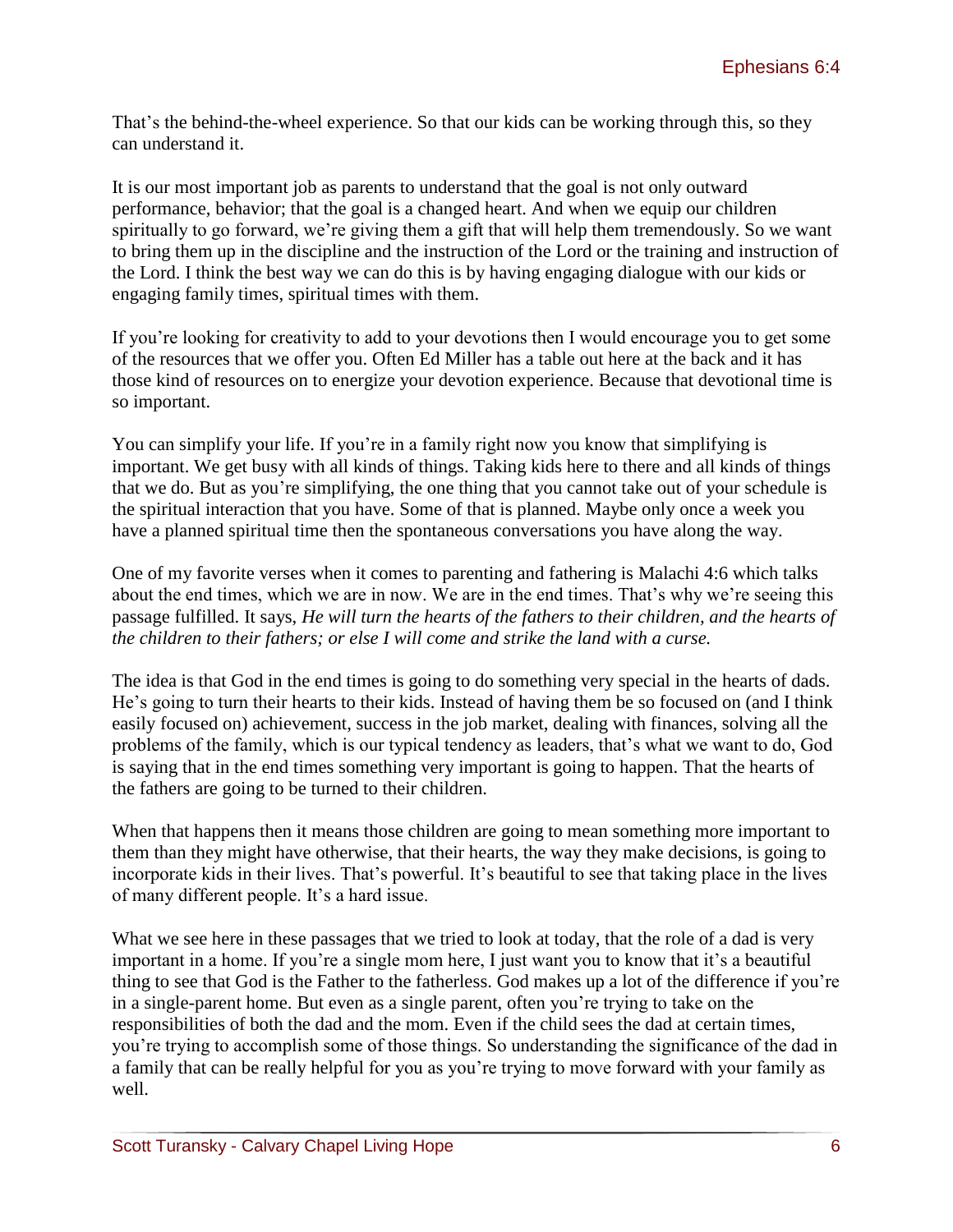That's the behind-the-wheel experience. So that our kids can be working through this, so they can understand it.

It is our most important job as parents to understand that the goal is not only outward performance, behavior; that the goal is a changed heart. And when we equip our children spiritually to go forward, we're giving them a gift that will help them tremendously. So we want to bring them up in the discipline and the instruction of the Lord or the training and instruction of the Lord. I think the best way we can do this is by having engaging dialogue with our kids or engaging family times, spiritual times with them.

If you're looking for creativity to add to your devotions then I would encourage you to get some of the resources that we offer you. Often Ed Miller has a table out here at the back and it has those kind of resources on to energize your devotion experience. Because that devotional time is so important.

You can simplify your life. If you're in a family right now you know that simplifying is important. We get busy with all kinds of things. Taking kids here to there and all kinds of things that we do. But as you're simplifying, the one thing that you cannot take out of your schedule is the spiritual interaction that you have. Some of that is planned. Maybe only once a week you have a planned spiritual time then the spontaneous conversations you have along the way.

One of my favorite verses when it comes to parenting and fathering is Malachi 4:6 which talks about the end times, which we are in now. We are in the end times. That's why we're seeing this passage fulfilled. It says, *He will turn the hearts of the fathers to their children, and the hearts of the children to their fathers; or else I will come and strike the land with a curse.*

The idea is that God in the end times is going to do something very special in the hearts of dads. He's going to turn their hearts to their kids. Instead of having them be so focused on (and I think easily focused on) achievement, success in the job market, dealing with finances, solving all the problems of the family, which is our typical tendency as leaders, that's what we want to do, God is saying that in the end times something very important is going to happen. That the hearts of the fathers are going to be turned to their children.

When that happens then it means those children are going to mean something more important to them than they might have otherwise, that their hearts, the way they make decisions, is going to incorporate kids in their lives. That's powerful. It's beautiful to see that taking place in the lives of many different people. It's a hard issue.

What we see here in these passages that we tried to look at today, that the role of a dad is very important in a home. If you're a single mom here, I just want you to know that it's a beautiful thing to see that God is the Father to the fatherless. God makes up a lot of the difference if you're in a single-parent home. But even as a single parent, often you're trying to take on the responsibilities of both the dad and the mom. Even if the child sees the dad at certain times, you're trying to accomplish some of those things. So understanding the significance of the dad in a family that can be really helpful for you as you're trying to move forward with your family as well.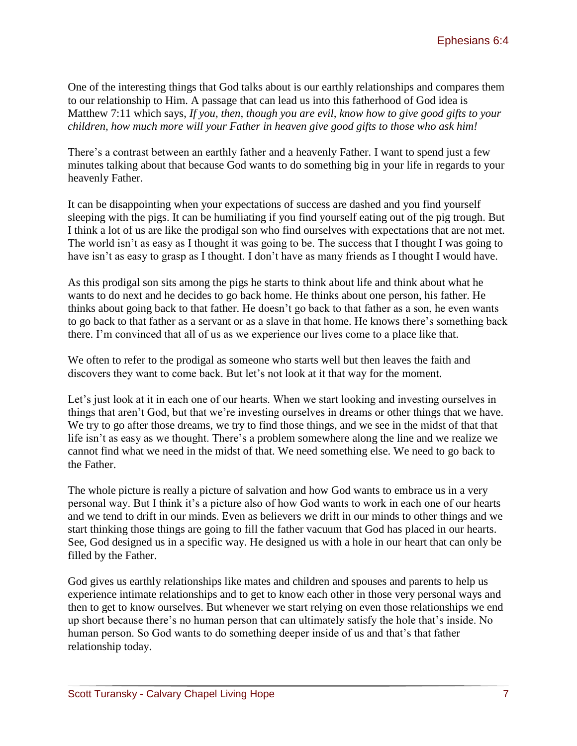One of the interesting things that God talks about is our earthly relationships and compares them to our relationship to Him. A passage that can lead us into this fatherhood of God idea is Matthew 7:11 which says, *If you, then, though you are evil, know how to give good gifts to your children, how much more will your Father in heaven give good gifts to those who ask him!*

There's a contrast between an earthly father and a heavenly Father. I want to spend just a few minutes talking about that because God wants to do something big in your life in regards to your heavenly Father.

It can be disappointing when your expectations of success are dashed and you find yourself sleeping with the pigs. It can be humiliating if you find yourself eating out of the pig trough. But I think a lot of us are like the prodigal son who find ourselves with expectations that are not met. The world isn't as easy as I thought it was going to be. The success that I thought I was going to have isn't as easy to grasp as I thought. I don't have as many friends as I thought I would have.

As this prodigal son sits among the pigs he starts to think about life and think about what he wants to do next and he decides to go back home. He thinks about one person, his father. He thinks about going back to that father. He doesn't go back to that father as a son, he even wants to go back to that father as a servant or as a slave in that home. He knows there's something back there. I'm convinced that all of us as we experience our lives come to a place like that.

We often to refer to the prodigal as someone who starts well but then leaves the faith and discovers they want to come back. But let's not look at it that way for the moment.

Let's just look at it in each one of our hearts. When we start looking and investing ourselves in things that aren't God, but that we're investing ourselves in dreams or other things that we have. We try to go after those dreams, we try to find those things, and we see in the midst of that that life isn't as easy as we thought. There's a problem somewhere along the line and we realize we cannot find what we need in the midst of that. We need something else. We need to go back to the Father.

The whole picture is really a picture of salvation and how God wants to embrace us in a very personal way. But I think it's a picture also of how God wants to work in each one of our hearts and we tend to drift in our minds. Even as believers we drift in our minds to other things and we start thinking those things are going to fill the father vacuum that God has placed in our hearts. See, God designed us in a specific way. He designed us with a hole in our heart that can only be filled by the Father.

God gives us earthly relationships like mates and children and spouses and parents to help us experience intimate relationships and to get to know each other in those very personal ways and then to get to know ourselves. But whenever we start relying on even those relationships we end up short because there's no human person that can ultimately satisfy the hole that's inside. No human person. So God wants to do something deeper inside of us and that's that father relationship today.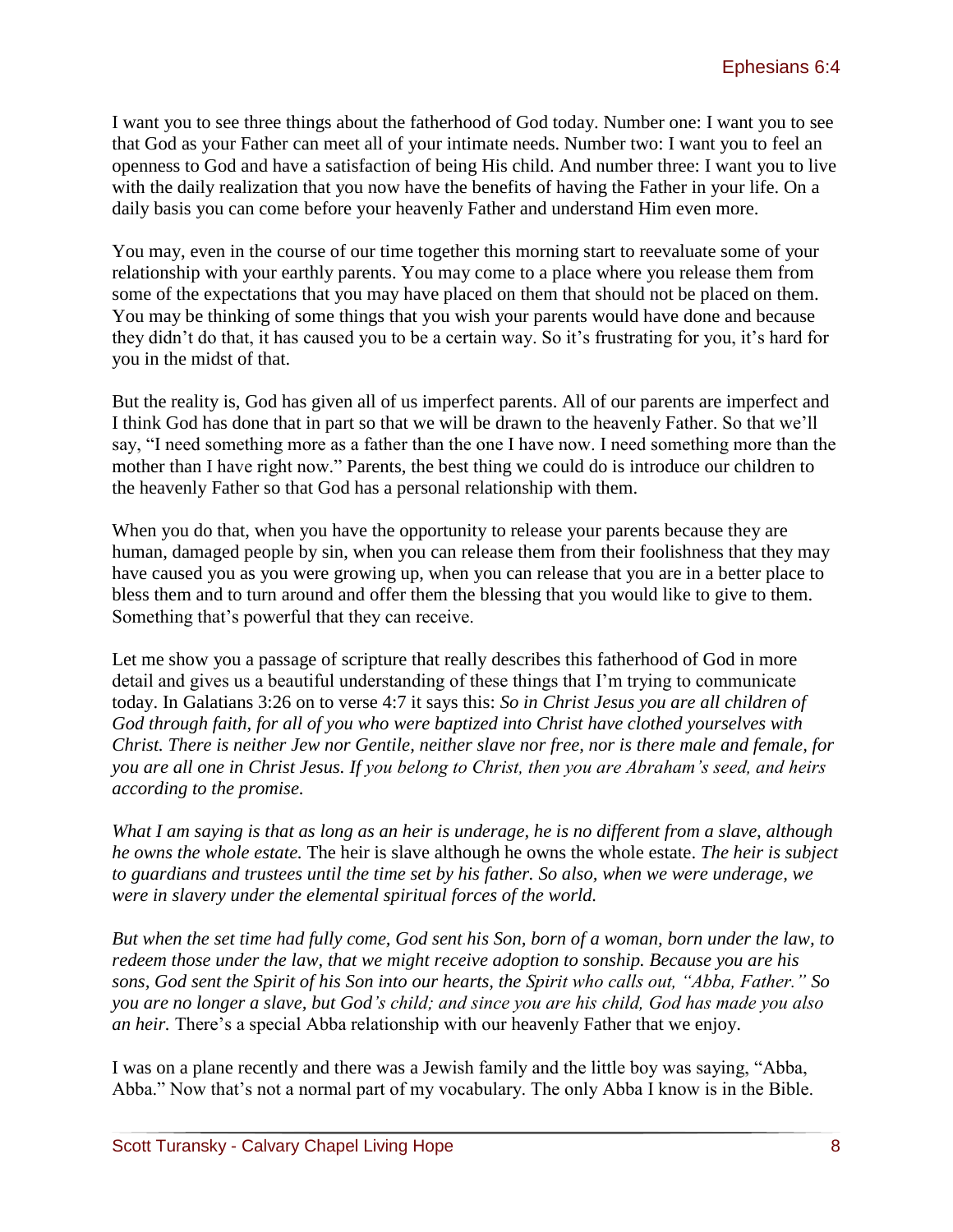I want you to see three things about the fatherhood of God today. Number one: I want you to see that God as your Father can meet all of your intimate needs. Number two: I want you to feel an openness to God and have a satisfaction of being His child. And number three: I want you to live with the daily realization that you now have the benefits of having the Father in your life. On a daily basis you can come before your heavenly Father and understand Him even more.

You may, even in the course of our time together this morning start to reevaluate some of your relationship with your earthly parents. You may come to a place where you release them from some of the expectations that you may have placed on them that should not be placed on them. You may be thinking of some things that you wish your parents would have done and because they didn't do that, it has caused you to be a certain way. So it's frustrating for you, it's hard for you in the midst of that.

But the reality is, God has given all of us imperfect parents. All of our parents are imperfect and I think God has done that in part so that we will be drawn to the heavenly Father. So that we'll say, "I need something more as a father than the one I have now. I need something more than the mother than I have right now." Parents, the best thing we could do is introduce our children to the heavenly Father so that God has a personal relationship with them.

When you do that, when you have the opportunity to release your parents because they are human, damaged people by sin, when you can release them from their foolishness that they may have caused you as you were growing up, when you can release that you are in a better place to bless them and to turn around and offer them the blessing that you would like to give to them. Something that's powerful that they can receive.

Let me show you a passage of scripture that really describes this fatherhood of God in more detail and gives us a beautiful understanding of these things that I'm trying to communicate today. In Galatians 3:26 on to verse 4:7 it says this: *So in Christ Jesus you are all children of God through faith, for all of you who were baptized into Christ have clothed yourselves with Christ. There is neither Jew nor Gentile, neither slave nor free, nor is there male and female, for you are all one in Christ Jesus. If you belong to Christ, then you are Abraham's seed, and heirs according to the promise.*

*What I am saying is that as long as an heir is underage, he is no different from a slave, although he owns the whole estate.* The heir is slave although he owns the whole estate. *The heir is subject to guardians and trustees until the time set by his father. So also, when we were underage, we were in slavery under the elemental spiritual forces of the world.*

*But when the set time had fully come, God sent his Son, born of a woman, born under the law, to redeem those under the law, that we might receive adoption to sonship. Because you are his sons, God sent the Spirit of his Son into our hearts, the Spirit who calls out, "Abba, Father." So you are no longer a slave, but God's child; and since you are his child, God has made you also an heir.* There's a special Abba relationship with our heavenly Father that we enjoy.

I was on a plane recently and there was a Jewish family and the little boy was saying, "Abba, Abba." Now that's not a normal part of my vocabulary. The only Abba I know is in the Bible.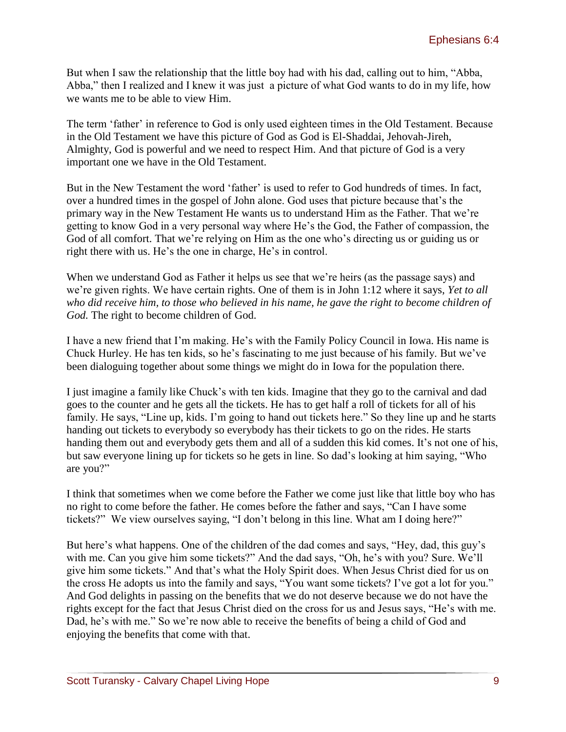But when I saw the relationship that the little boy had with his dad, calling out to him, "Abba, Abba," then I realized and I knew it was just a picture of what God wants to do in my life, how we wants me to be able to view Him.

The term 'father' in reference to God is only used eighteen times in the Old Testament. Because in the Old Testament we have this picture of God as God is El-Shaddai, Jehovah-Jireh, Almighty, God is powerful and we need to respect Him. And that picture of God is a very important one we have in the Old Testament.

But in the New Testament the word 'father' is used to refer to God hundreds of times. In fact, over a hundred times in the gospel of John alone. God uses that picture because that's the primary way in the New Testament He wants us to understand Him as the Father. That we're getting to know God in a very personal way where He's the God, the Father of compassion, the God of all comfort. That we're relying on Him as the one who's directing us or guiding us or right there with us. He's the one in charge, He's in control.

When we understand God as Father it helps us see that we're heirs (as the passage says) and we're given rights. We have certain rights. One of them is in John 1:12 where it says, *Yet to all who did receive him, to those who believed in his name, he gave the right to become children of God.* The right to become children of God.

I have a new friend that I'm making. He's with the Family Policy Council in Iowa. His name is Chuck Hurley. He has ten kids, so he's fascinating to me just because of his family. But we've been dialoguing together about some things we might do in Iowa for the population there.

I just imagine a family like Chuck's with ten kids. Imagine that they go to the carnival and dad goes to the counter and he gets all the tickets. He has to get half a roll of tickets for all of his family. He says, "Line up, kids. I'm going to hand out tickets here." So they line up and he starts handing out tickets to everybody so everybody has their tickets to go on the rides. He starts handing them out and everybody gets them and all of a sudden this kid comes. It's not one of his, but saw everyone lining up for tickets so he gets in line. So dad's looking at him saying, "Who are you?"

I think that sometimes when we come before the Father we come just like that little boy who has no right to come before the father. He comes before the father and says, "Can I have some tickets?" We view ourselves saying, "I don't belong in this line. What am I doing here?"

But here's what happens. One of the children of the dad comes and says, "Hey, dad, this guy's with me. Can you give him some tickets?" And the dad says, "Oh, he's with you? Sure. We'll give him some tickets." And that's what the Holy Spirit does. When Jesus Christ died for us on the cross He adopts us into the family and says, "You want some tickets? I've got a lot for you." And God delights in passing on the benefits that we do not deserve because we do not have the rights except for the fact that Jesus Christ died on the cross for us and Jesus says, "He's with me. Dad, he's with me." So we're now able to receive the benefits of being a child of God and enjoying the benefits that come with that.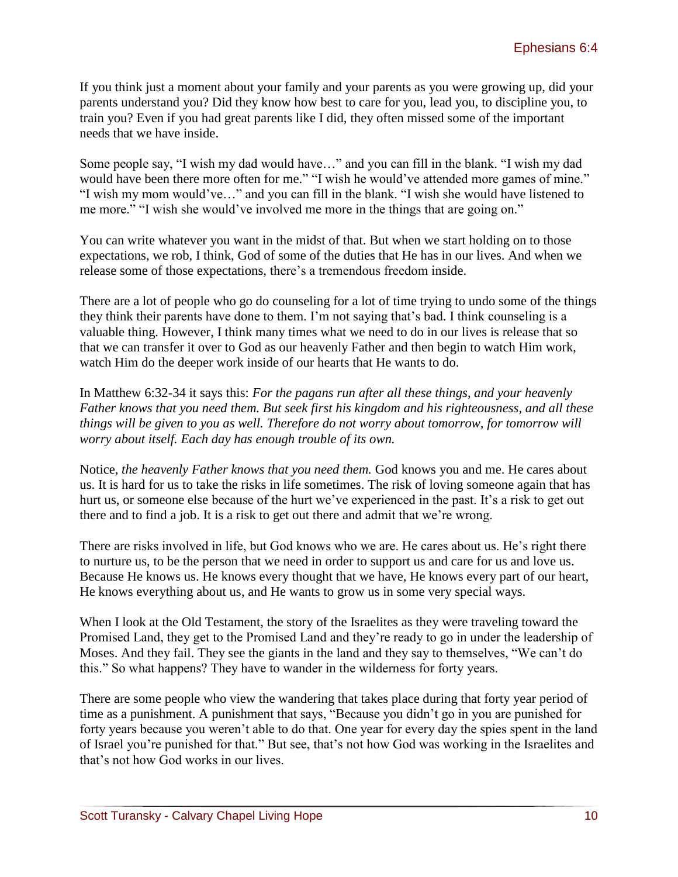If you think just a moment about your family and your parents as you were growing up, did your parents understand you? Did they know how best to care for you, lead you, to discipline you, to train you? Even if you had great parents like I did, they often missed some of the important needs that we have inside.

Some people say, "I wish my dad would have…" and you can fill in the blank. "I wish my dad would have been there more often for me." "I wish he would've attended more games of mine." "I wish my mom would've…" and you can fill in the blank. "I wish she would have listened to me more." "I wish she would've involved me more in the things that are going on."

You can write whatever you want in the midst of that. But when we start holding on to those expectations, we rob, I think, God of some of the duties that He has in our lives. And when we release some of those expectations, there's a tremendous freedom inside.

There are a lot of people who go do counseling for a lot of time trying to undo some of the things they think their parents have done to them. I'm not saying that's bad. I think counseling is a valuable thing. However, I think many times what we need to do in our lives is release that so that we can transfer it over to God as our heavenly Father and then begin to watch Him work, watch Him do the deeper work inside of our hearts that He wants to do.

In Matthew 6:32-34 it says this: *For the pagans run after all these things, and your heavenly Father knows that you need them. But seek first his kingdom and his righteousness, and all these things will be given to you as well. Therefore do not worry about tomorrow, for tomorrow will worry about itself. Each day has enough trouble of its own.*

Notice, *the heavenly Father knows that you need them.* God knows you and me. He cares about us. It is hard for us to take the risks in life sometimes. The risk of loving someone again that has hurt us, or someone else because of the hurt we've experienced in the past. It's a risk to get out there and to find a job. It is a risk to get out there and admit that we're wrong.

There are risks involved in life, but God knows who we are. He cares about us. He's right there to nurture us, to be the person that we need in order to support us and care for us and love us. Because He knows us. He knows every thought that we have, He knows every part of our heart, He knows everything about us, and He wants to grow us in some very special ways.

When I look at the Old Testament, the story of the Israelites as they were traveling toward the Promised Land, they get to the Promised Land and they're ready to go in under the leadership of Moses. And they fail. They see the giants in the land and they say to themselves, "We can't do this." So what happens? They have to wander in the wilderness for forty years.

There are some people who view the wandering that takes place during that forty year period of time as a punishment. A punishment that says, "Because you didn't go in you are punished for forty years because you weren't able to do that. One year for every day the spies spent in the land of Israel you're punished for that." But see, that's not how God was working in the Israelites and that's not how God works in our lives.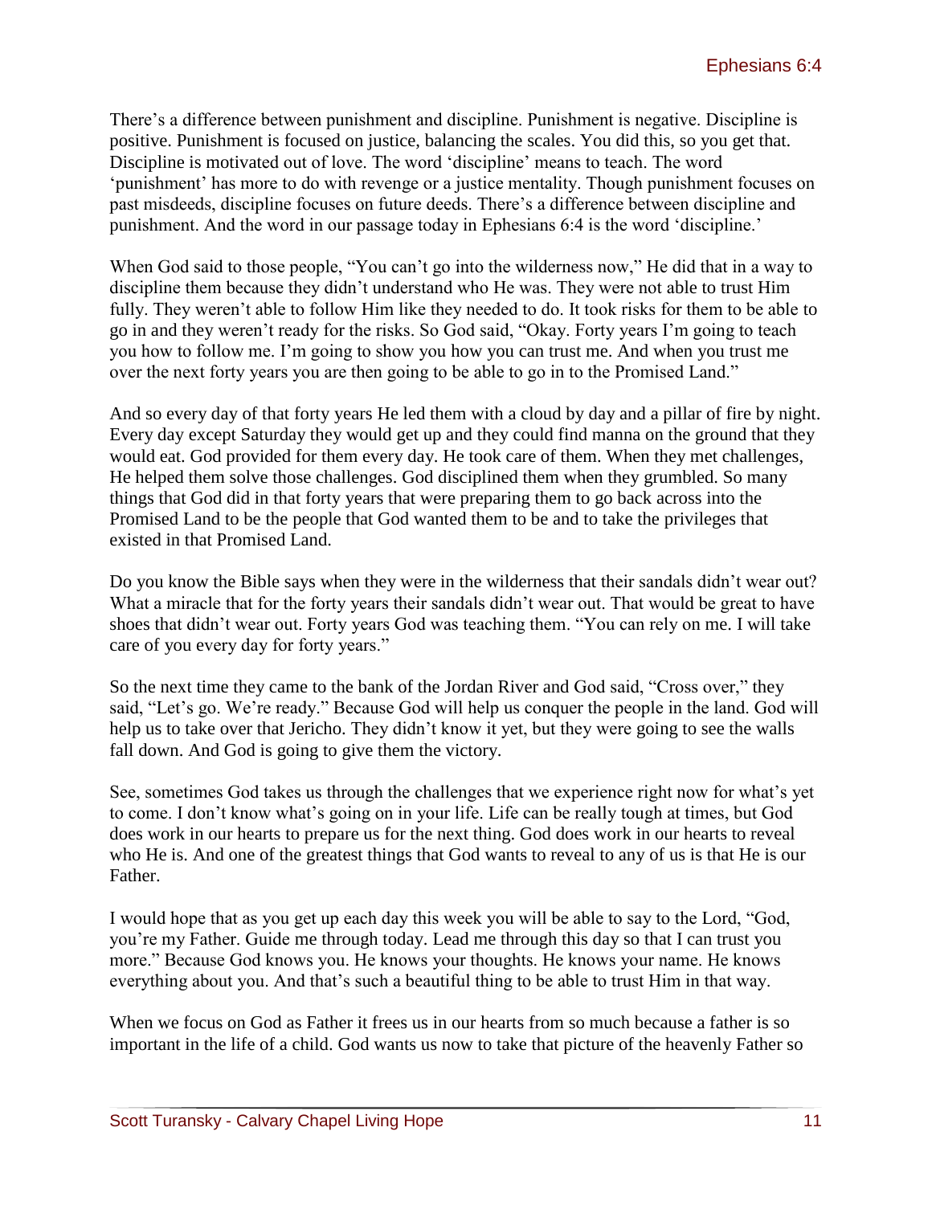There's a difference between punishment and discipline. Punishment is negative. Discipline is positive. Punishment is focused on justice, balancing the scales. You did this, so you get that. Discipline is motivated out of love. The word 'discipline' means to teach. The word 'punishment' has more to do with revenge or a justice mentality. Though punishment focuses on past misdeeds, discipline focuses on future deeds. There's a difference between discipline and punishment. And the word in our passage today in Ephesians 6:4 is the word 'discipline.'

When God said to those people, "You can't go into the wilderness now," He did that in a way to discipline them because they didn't understand who He was. They were not able to trust Him fully. They weren't able to follow Him like they needed to do. It took risks for them to be able to go in and they weren't ready for the risks. So God said, "Okay. Forty years I'm going to teach you how to follow me. I'm going to show you how you can trust me. And when you trust me over the next forty years you are then going to be able to go in to the Promised Land."

And so every day of that forty years He led them with a cloud by day and a pillar of fire by night. Every day except Saturday they would get up and they could find manna on the ground that they would eat. God provided for them every day. He took care of them. When they met challenges, He helped them solve those challenges. God disciplined them when they grumbled. So many things that God did in that forty years that were preparing them to go back across into the Promised Land to be the people that God wanted them to be and to take the privileges that existed in that Promised Land.

Do you know the Bible says when they were in the wilderness that their sandals didn't wear out? What a miracle that for the forty years their sandals didn't wear out. That would be great to have shoes that didn't wear out. Forty years God was teaching them. "You can rely on me. I will take care of you every day for forty years."

So the next time they came to the bank of the Jordan River and God said, "Cross over," they said, "Let's go. We're ready." Because God will help us conquer the people in the land. God will help us to take over that Jericho. They didn't know it yet, but they were going to see the walls fall down. And God is going to give them the victory.

See, sometimes God takes us through the challenges that we experience right now for what's yet to come. I don't know what's going on in your life. Life can be really tough at times, but God does work in our hearts to prepare us for the next thing. God does work in our hearts to reveal who He is. And one of the greatest things that God wants to reveal to any of us is that He is our Father.

I would hope that as you get up each day this week you will be able to say to the Lord, "God, you're my Father. Guide me through today. Lead me through this day so that I can trust you more." Because God knows you. He knows your thoughts. He knows your name. He knows everything about you. And that's such a beautiful thing to be able to trust Him in that way.

When we focus on God as Father it frees us in our hearts from so much because a father is so important in the life of a child. God wants us now to take that picture of the heavenly Father so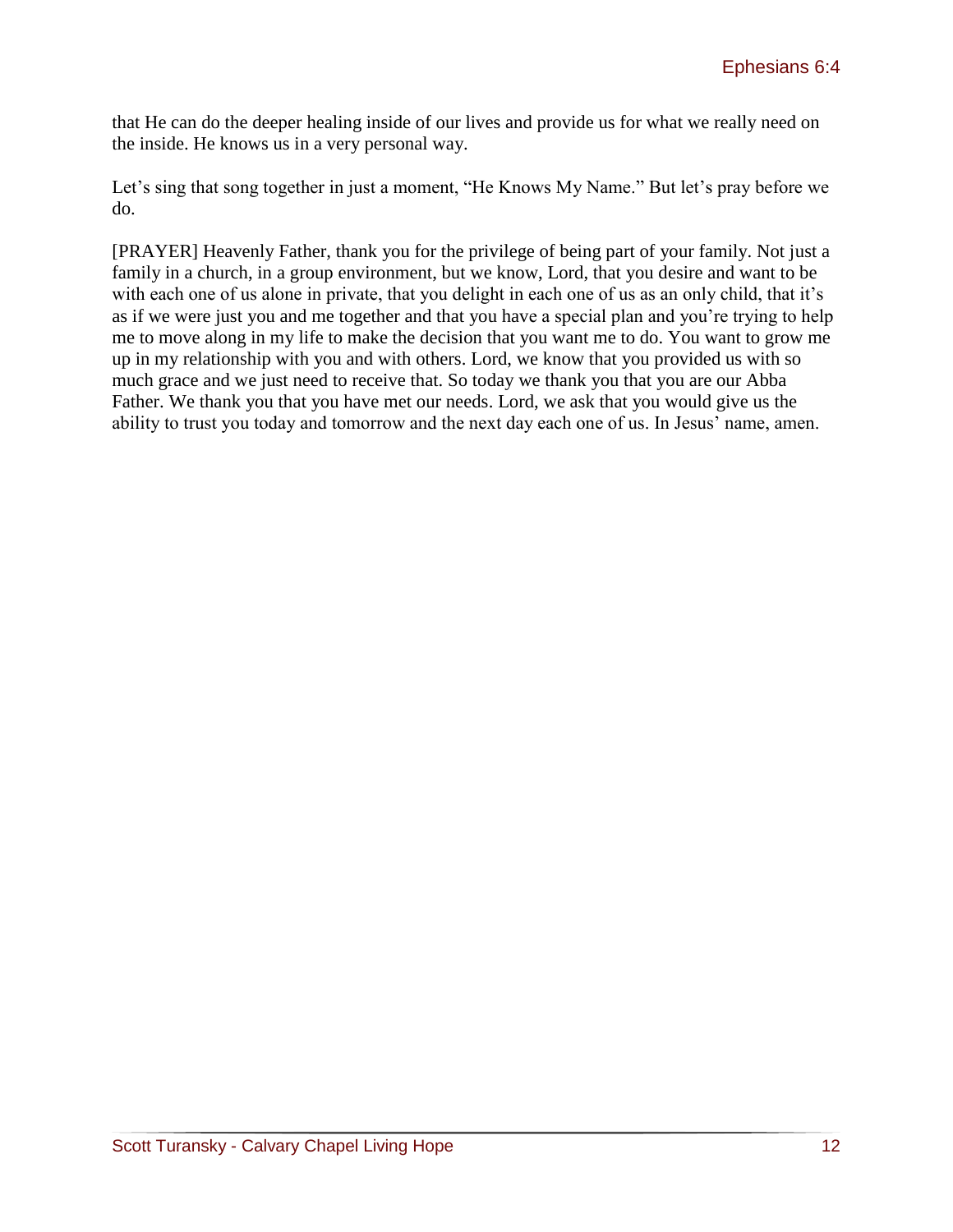that He can do the deeper healing inside of our lives and provide us for what we really need on the inside. He knows us in a very personal way.

Let's sing that song together in just a moment, "He Knows My Name." But let's pray before we do.

[PRAYER] Heavenly Father, thank you for the privilege of being part of your family. Not just a family in a church, in a group environment, but we know, Lord, that you desire and want to be with each one of us alone in private, that you delight in each one of us as an only child, that it's as if we were just you and me together and that you have a special plan and you're trying to help me to move along in my life to make the decision that you want me to do. You want to grow me up in my relationship with you and with others. Lord, we know that you provided us with so much grace and we just need to receive that. So today we thank you that you are our Abba Father. We thank you that you have met our needs. Lord, we ask that you would give us the ability to trust you today and tomorrow and the next day each one of us. In Jesus' name, amen.